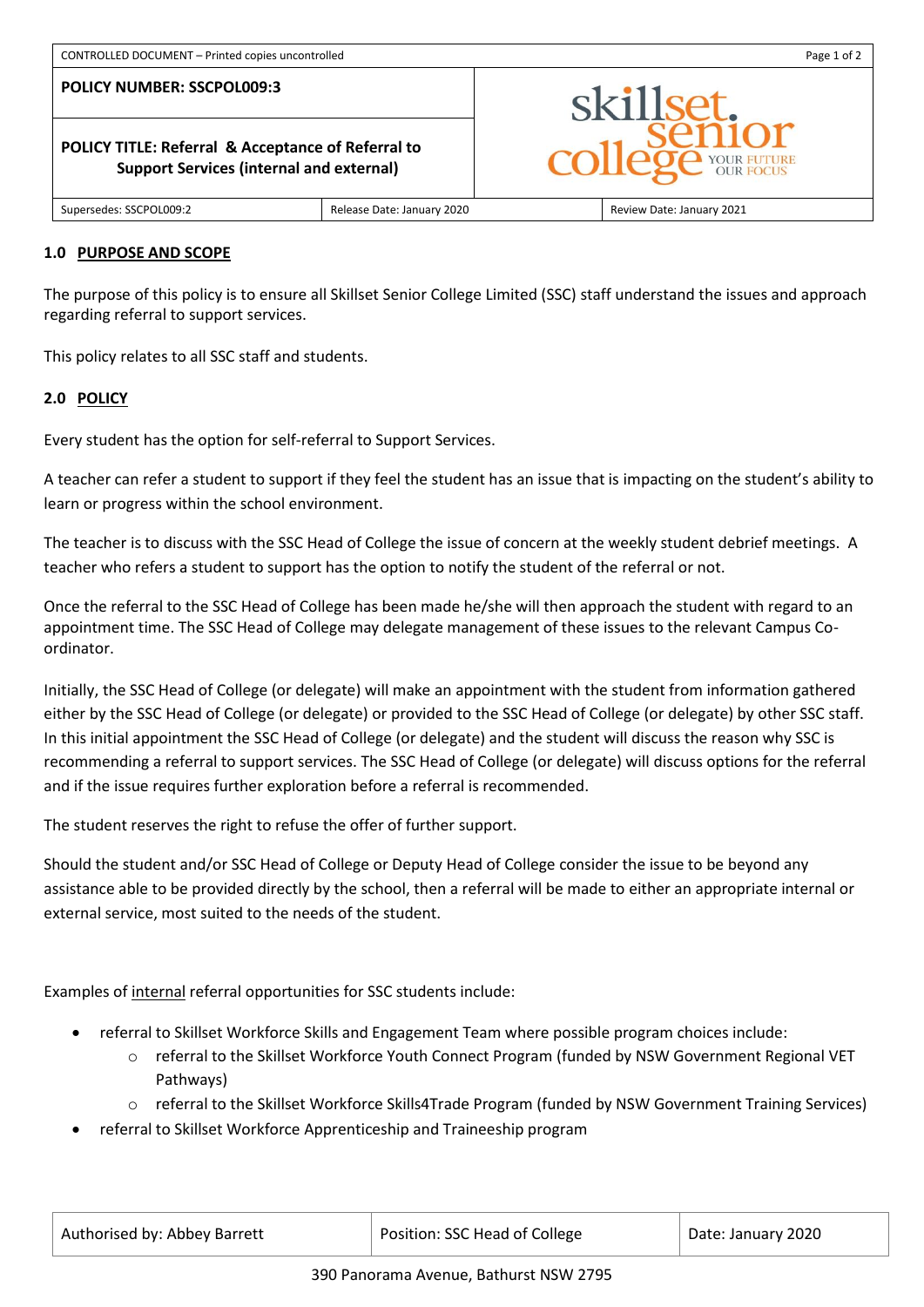| | |
|---|---|
| **POLICY NUMBER: SSCPOL009:3** | skillset senior college YOUR FUTURE OUR FOCUS |
| **POLICY TITLE: Referral & Acceptance of Referral to Support Services (internal and external)** | |

| | | |
|---|---|---|
| Supersedes: SSCPOL009:2 | Release Date: January 2020 | Review Date: January 2021 |

## 1.0 PURPOSE AND SCOPE

The purpose of this policy is to ensure all Skillset Senior College Limited (SSC) staff understand the issues and approach regarding referral to support services.

This policy relates to all SSC staff and students.

## 2.0 POLICY

Every student has the option for self-referral to Support Services.

A teacher can refer a student to support if they feel the student has an issue that is impacting on the student's ability to learn or progress within the school environment.

The teacher is to discuss with the SSC Head of College the issue of concern at the weekly student debrief meetings. A teacher who refers a student to support has the option to notify the student of the referral or not.

Once the referral to the SSC Head of College has been made he/she will then approach the student with regard to an appointment time. The SSC Head of College may delegate management of these issues to the relevant Campus Co-ordinator.

Initially, the SSC Head of College (or delegate) will make an appointment with the student from information gathered either by the SSC Head of College (or delegate) or provided to the SSC Head of College (or delegate) by other SSC staff. In this initial appointment the SSC Head of College (or delegate) and the student will discuss the reason why SSC is recommending a referral to support services. The SSC Head of College (or delegate) will discuss options for the referral and if the issue requires further exploration before a referral is recommended.

The student reserves the right to refuse the offer of further support.

Should the student and/or SSC Head of College or Deputy Head of College consider the issue to be beyond any assistance able to be provided directly by the school, then a referral will be made to either an appropriate internal or external service, most suited to the needs of the student.

Examples of internal referral opportunities for SSC students include:

- referral to Skillset Workforce Skills and Engagement Team where possible program choices include:
  - referral to the Skillset Workforce Youth Connect Program (funded by NSW Government Regional VET Pathways)
  - referral to the Skillset Workforce Skills4Trade Program (funded by NSW Government Training Services)
- referral to Skillset Workforce Apprenticeship and Traineeship program

| | | |
|---|---|---|
| Authorised by: Abbey Barrett | Position: SSC Head of College | Date: January 2020 |

390 Panorama Avenue, Bathurst NSW 2795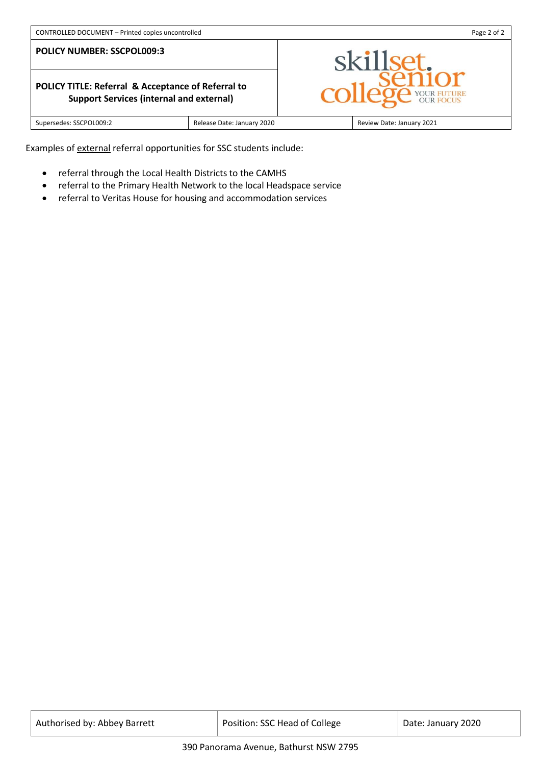Examples of external referral opportunities for SSC students include:

- referral through the Local Health Districts to the CAMHS
- referral to the Primary Health Network to the local Headspace service
- referral to Veritas House for housing and accommodation services